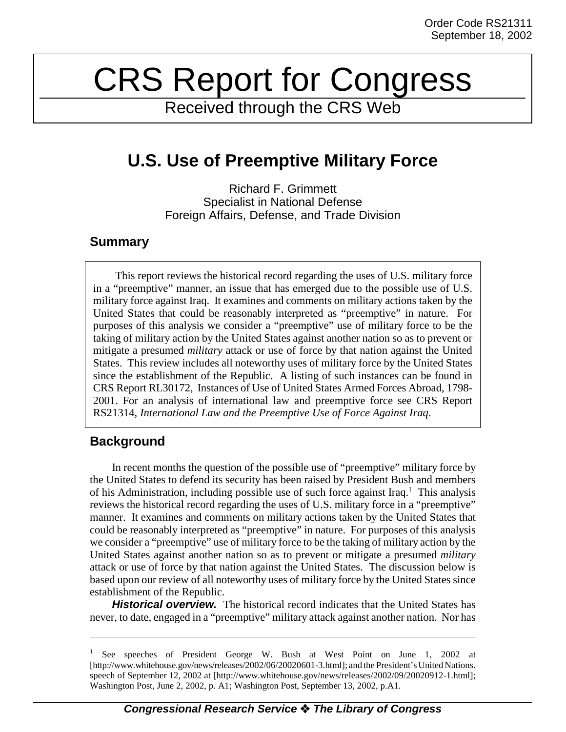Order Code RS21311
September 18, 2002

# CRS Report for Congress

Received through the CRS Web

## U.S. Use of Preemptive Military Force

Richard F. Grimmett
Specialist in National Defense
Foreign Affairs, Defense, and Trade Division

### Summary

This report reviews the historical record regarding the uses of U.S. military force in a "preemptive" manner, an issue that has emerged due to the possible use of U.S. military force against Iraq. It examines and comments on military actions taken by the United States that could be reasonably interpreted as "preemptive" in nature. For purposes of this analysis we consider a "preemptive" use of military force to be the taking of military action by the United States against another nation so as to prevent or mitigate a presumed *military* attack or use of force by that nation against the United States. This review includes all noteworthy uses of military force by the United States since the establishment of the Republic. A listing of such instances can be found in CRS Report RL30172, Instances of Use of United States Armed Forces Abroad, 1798-2001. For an analysis of international law and preemptive force see CRS Report RS21314, *International Law and the Preemptive Use of Force Against Iraq*.

### Background

In recent months the question of the possible use of "preemptive" military force by the United States to defend its security has been raised by President Bush and members of his Administration, including possible use of such force against Iraq.[1] This analysis reviews the historical record regarding the uses of U.S. military force in a "preemptive" manner. It examines and comments on military actions taken by the United States that could be reasonably interpreted as "preemptive" in nature. For purposes of this analysis we consider a "preemptive" use of military force to be the taking of military action by the United States against another nation so as to prevent or mitigate a presumed *military* attack or use of force by that nation against the United States. The discussion below is based upon our review of all noteworthy uses of military force by the United States since establishment of the Republic.

***Historical overview.*** The historical record indicates that the United States has never, to date, engaged in a "preemptive" military attack against another nation. Nor has

---

[1] See speeches of President George W. Bush at West Point on June 1, 2002 at [http://www.whitehouse.gov/news/releases/2002/06/20020601-3.html]; and the President's United Nations. speech of September 12, 2002 at [http://www.whitehouse.gov/news/releases/2002/09/20020912-1.html]; Washington Post, June 2, 2002, p. A1; Washington Post, September 13, 2002, p.A1.

***Congressional Research Service ❖ The Library of Congress***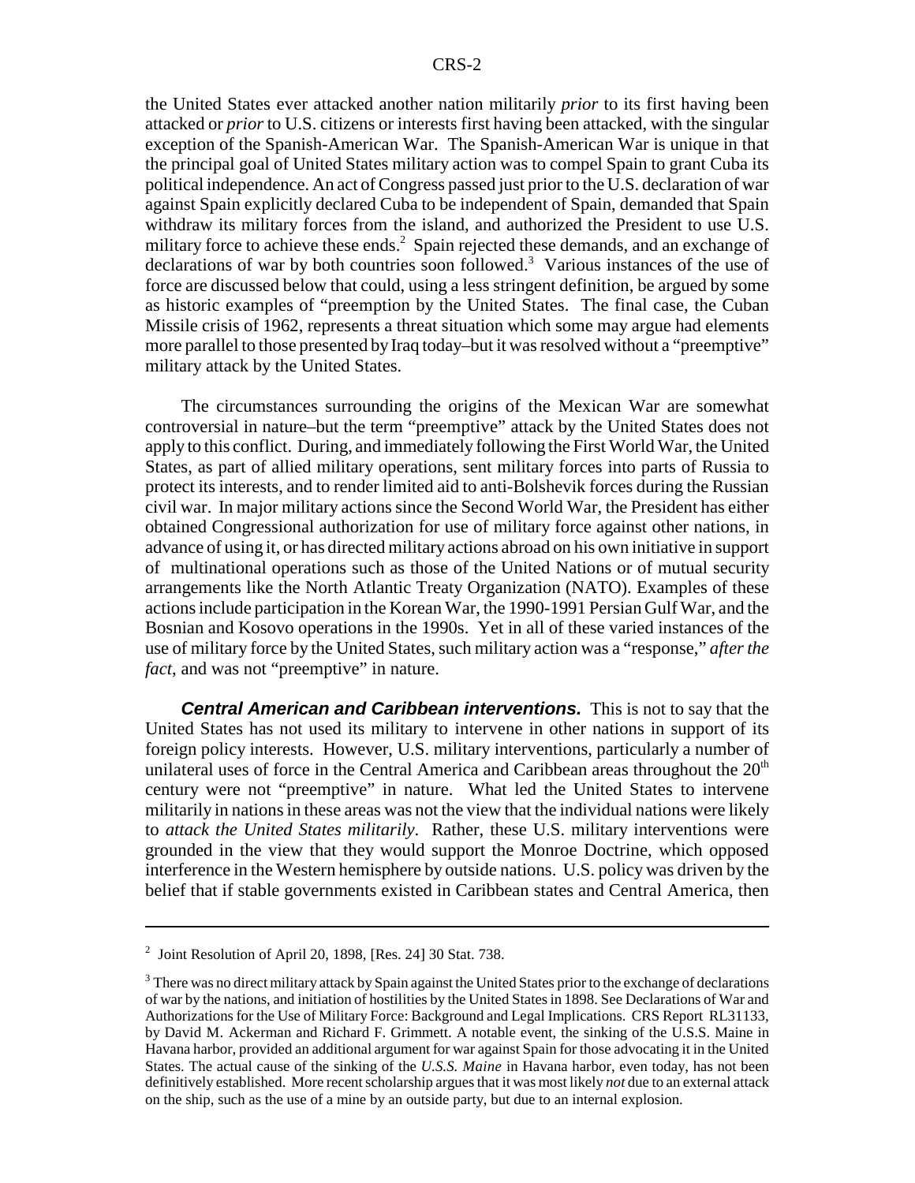the United States ever attacked another nation militarily *prior* to its first having been attacked or *prior* to U.S. citizens or interests first having been attacked, with the singular exception of the Spanish-American War. The Spanish-American War is unique in that the principal goal of United States military action was to compel Spain to grant Cuba its political independence. An act of Congress passed just prior to the U.S. declaration of war against Spain explicitly declared Cuba to be independent of Spain, demanded that Spain withdraw its military forces from the island, and authorized the President to use U.S. military force to achieve these ends.[2] Spain rejected these demands, and an exchange of declarations of war by both countries soon followed.[3] Various instances of the use of force are discussed below that could, using a less stringent definition, be argued by some as historic examples of "preemption by the United States. The final case, the Cuban Missile crisis of 1962, represents a threat situation which some may argue had elements more parallel to those presented by Iraq today–but it was resolved without a "preemptive" military attack by the United States.

The circumstances surrounding the origins of the Mexican War are somewhat controversial in nature–but the term "preemptive" attack by the United States does not apply to this conflict. During, and immediately following the First World War, the United States, as part of allied military operations, sent military forces into parts of Russia to protect its interests, and to render limited aid to anti-Bolshevik forces during the Russian civil war. In major military actions since the Second World War, the President has either obtained Congressional authorization for use of military force against other nations, in advance of using it, or has directed military actions abroad on his own initiative in support of multinational operations such as those of the United Nations or of mutual security arrangements like the North Atlantic Treaty Organization (NATO). Examples of these actions include participation in the Korean War, the 1990-1991 Persian Gulf War, and the Bosnian and Kosovo operations in the 1990s. Yet in all of these varied instances of the use of military force by the United States, such military action was a "response," *after the fact*, and was not "preemptive" in nature.

***Central American and Caribbean interventions.*** This is not to say that the United States has not used its military to intervene in other nations in support of its foreign policy interests. However, U.S. military interventions, particularly a number of unilateral uses of force in the Central America and Caribbean areas throughout the 20th century were not "preemptive" in nature. What led the United States to intervene militarily in nations in these areas was not the view that the individual nations were likely to *attack the United States militarily*. Rather, these U.S. military interventions were grounded in the view that they would support the Monroe Doctrine, which opposed interference in the Western hemisphere by outside nations. U.S. policy was driven by the belief that if stable governments existed in Caribbean states and Central America, then

---

[2] Joint Resolution of April 20, 1898, [Res. 24] 30 Stat. 738.

[3] There was no direct military attack by Spain against the United States prior to the exchange of declarations of war by the nations, and initiation of hostilities by the United States in 1898. See Declarations of War and Authorizations for the Use of Military Force: Background and Legal Implications. CRS Report RL31133, by David M. Ackerman and Richard F. Grimmett. A notable event, the sinking of the U.S.S. Maine in Havana harbor, provided an additional argument for war against Spain for those advocating it in the United States. The actual cause of the sinking of the *U.S.S. Maine* in Havana harbor, even today, has not been definitively established. More recent scholarship argues that it was most likely *not* due to an external attack on the ship, such as the use of a mine by an outside party, but due to an internal explosion.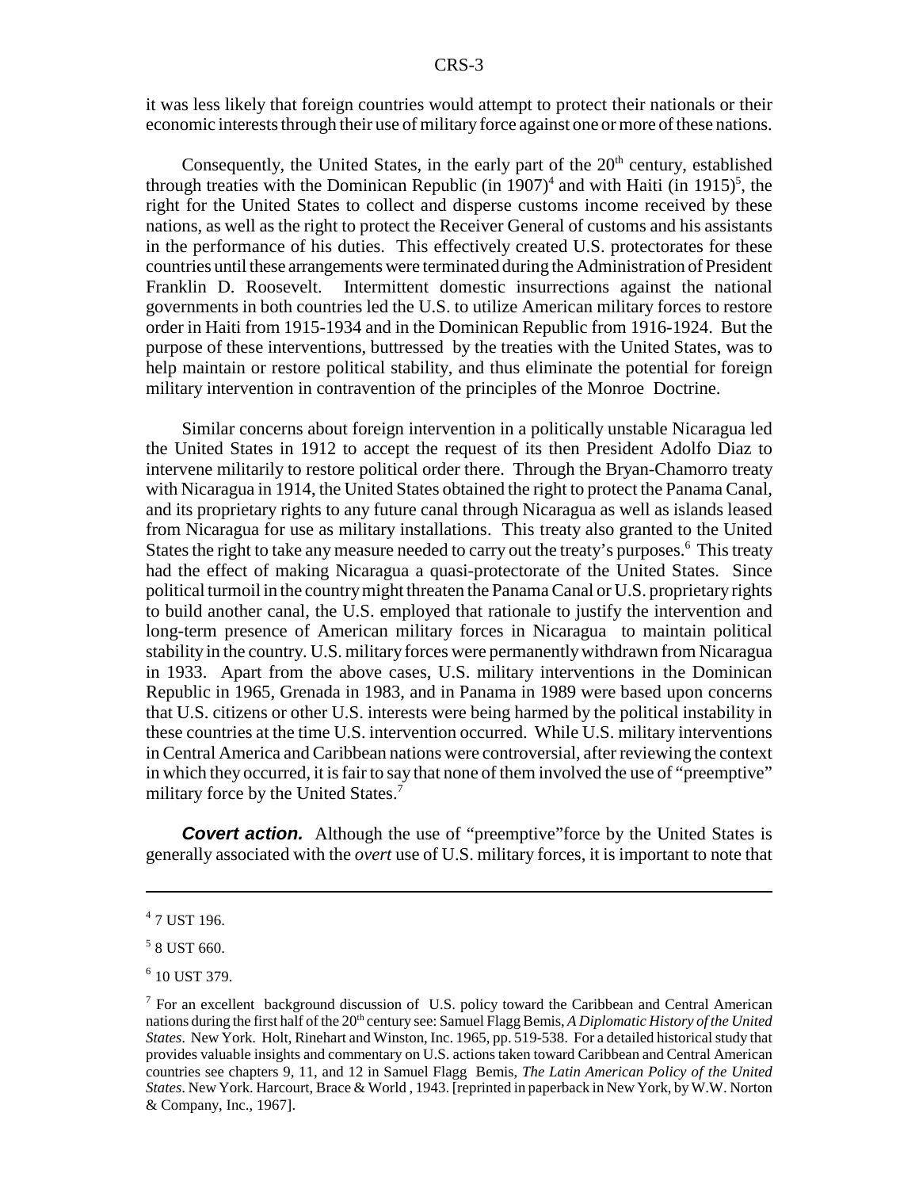it was less likely that foreign countries would attempt to protect their nationals or their economic interests through their use of military force against one or more of these nations.

Consequently, the United States, in the early part of the 20th century, established through treaties with the Dominican Republic (in 1907)[4] and with Haiti (in 1915)[5], the right for the United States to collect and disperse customs income received by these nations, as well as the right to protect the Receiver General of customs and his assistants in the performance of his duties. This effectively created U.S. protectorates for these countries until these arrangements were terminated during the Administration of President Franklin D. Roosevelt. Intermittent domestic insurrections against the national governments in both countries led the U.S. to utilize American military forces to restore order in Haiti from 1915-1934 and in the Dominican Republic from 1916-1924. But the purpose of these interventions, buttressed by the treaties with the United States, was to help maintain or restore political stability, and thus eliminate the potential for foreign military intervention in contravention of the principles of the Monroe Doctrine.

Similar concerns about foreign intervention in a politically unstable Nicaragua led the United States in 1912 to accept the request of its then President Adolfo Diaz to intervene militarily to restore political order there. Through the Bryan-Chamorro treaty with Nicaragua in 1914, the United States obtained the right to protect the Panama Canal, and its proprietary rights to any future canal through Nicaragua as well as islands leased from Nicaragua for use as military installations. This treaty also granted to the United States the right to take any measure needed to carry out the treaty's purposes.[6] This treaty had the effect of making Nicaragua a quasi-protectorate of the United States. Since political turmoil in the country might threaten the Panama Canal or U.S. proprietary rights to build another canal, the U.S. employed that rationale to justify the intervention and long-term presence of American military forces in Nicaragua to maintain political stability in the country. U.S. military forces were permanently withdrawn from Nicaragua in 1933. Apart from the above cases, U.S. military interventions in the Dominican Republic in 1965, Grenada in 1983, and in Panama in 1989 were based upon concerns that U.S. citizens or other U.S. interests were being harmed by the political instability in these countries at the time U.S. intervention occurred. While U.S. military interventions in Central America and Caribbean nations were controversial, after reviewing the context in which they occurred, it is fair to say that none of them involved the use of "preemptive" military force by the United States.[7]

***Covert action.*** Although the use of "preemptive"force by the United States is generally associated with the *overt* use of U.S. military forces, it is important to note that

---

[4] 7 UST 196.

[5] 8 UST 660.

[6] 10 UST 379.

[7] For an excellent background discussion of U.S. policy toward the Caribbean and Central American nations during the first half of the 20th century see: Samuel Flagg Bemis, *A Diplomatic History of the United States*. New York. Holt, Rinehart and Winston, Inc. 1965, pp. 519-538. For a detailed historical study that provides valuable insights and commentary on U.S. actions taken toward Caribbean and Central American countries see chapters 9, 11, and 12 in Samuel Flagg Bemis, *The Latin American Policy of the United States*. New York. Harcourt, Brace & World , 1943. [reprinted in paperback in New York, by W.W. Norton & Company, Inc., 1967].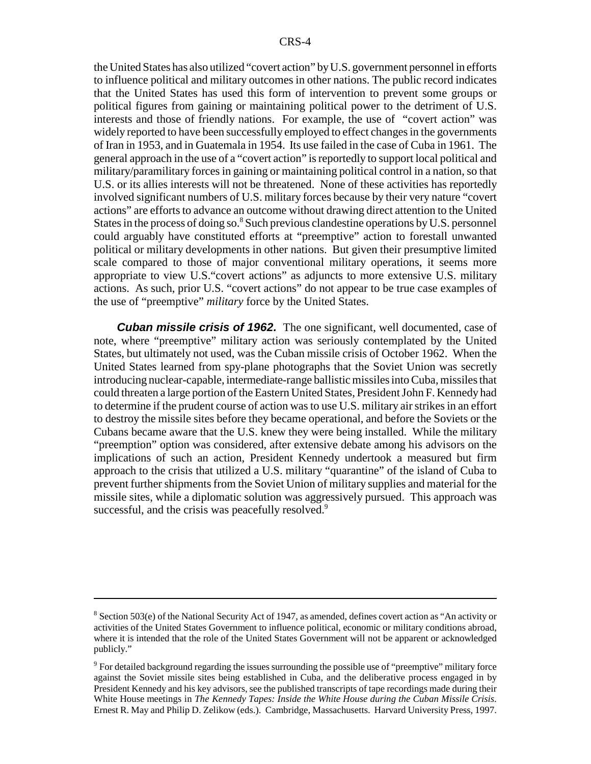the United States has also utilized "covert action" by U.S. government personnel in efforts to influence political and military outcomes in other nations. The public record indicates that the United States has used this form of intervention to prevent some groups or political figures from gaining or maintaining political power to the detriment of U.S. interests and those of friendly nations. For example, the use of "covert action" was widely reported to have been successfully employed to effect changes in the governments of Iran in 1953, and in Guatemala in 1954. Its use failed in the case of Cuba in 1961. The general approach in the use of a "covert action" is reportedly to support local political and military/paramilitary forces in gaining or maintaining political control in a nation, so that U.S. or its allies interests will not be threatened. None of these activities has reportedly involved significant numbers of U.S. military forces because by their very nature "covert actions" are efforts to advance an outcome without drawing direct attention to the United States in the process of doing so.[8] Such previous clandestine operations by U.S. personnel could arguably have constituted efforts at "preemptive" action to forestall unwanted political or military developments in other nations. But given their presumptive limited scale compared to those of major conventional military operations, it seems more appropriate to view U.S."covert actions" as adjuncts to more extensive U.S. military actions. As such, prior U.S. "covert actions" do not appear to be true case examples of the use of "preemptive" *military* force by the United States.

***Cuban missile crisis of 1962.*** The one significant, well documented, case of note, where "preemptive" military action was seriously contemplated by the United States, but ultimately not used, was the Cuban missile crisis of October 1962. When the United States learned from spy-plane photographs that the Soviet Union was secretly introducing nuclear-capable, intermediate-range ballistic missiles into Cuba, missiles that could threaten a large portion of the Eastern United States, President John F. Kennedy had to determine if the prudent course of action was to use U.S. military air strikes in an effort to destroy the missile sites before they became operational, and before the Soviets or the Cubans became aware that the U.S. knew they were being installed. While the military "preemption" option was considered, after extensive debate among his advisors on the implications of such an action, President Kennedy undertook a measured but firm approach to the crisis that utilized a U.S. military "quarantine" of the island of Cuba to prevent further shipments from the Soviet Union of military supplies and material for the missile sites, while a diplomatic solution was aggressively pursued. This approach was successful, and the crisis was peacefully resolved.[9]

---

[8] Section 503(e) of the National Security Act of 1947, as amended, defines covert action as "An activity or activities of the United States Government to influence political, economic or military conditions abroad, where it is intended that the role of the United States Government will not be apparent or acknowledged publicly."

[9] For detailed background regarding the issues surrounding the possible use of "preemptive" military force against the Soviet missile sites being established in Cuba, and the deliberative process engaged in by President Kennedy and his key advisors, see the published transcripts of tape recordings made during their White House meetings in *The Kennedy Tapes: Inside the White House during the Cuban Missile Crisis.* Ernest R. May and Philip D. Zelikow (eds.). Cambridge, Massachusetts. Harvard University Press, 1997.